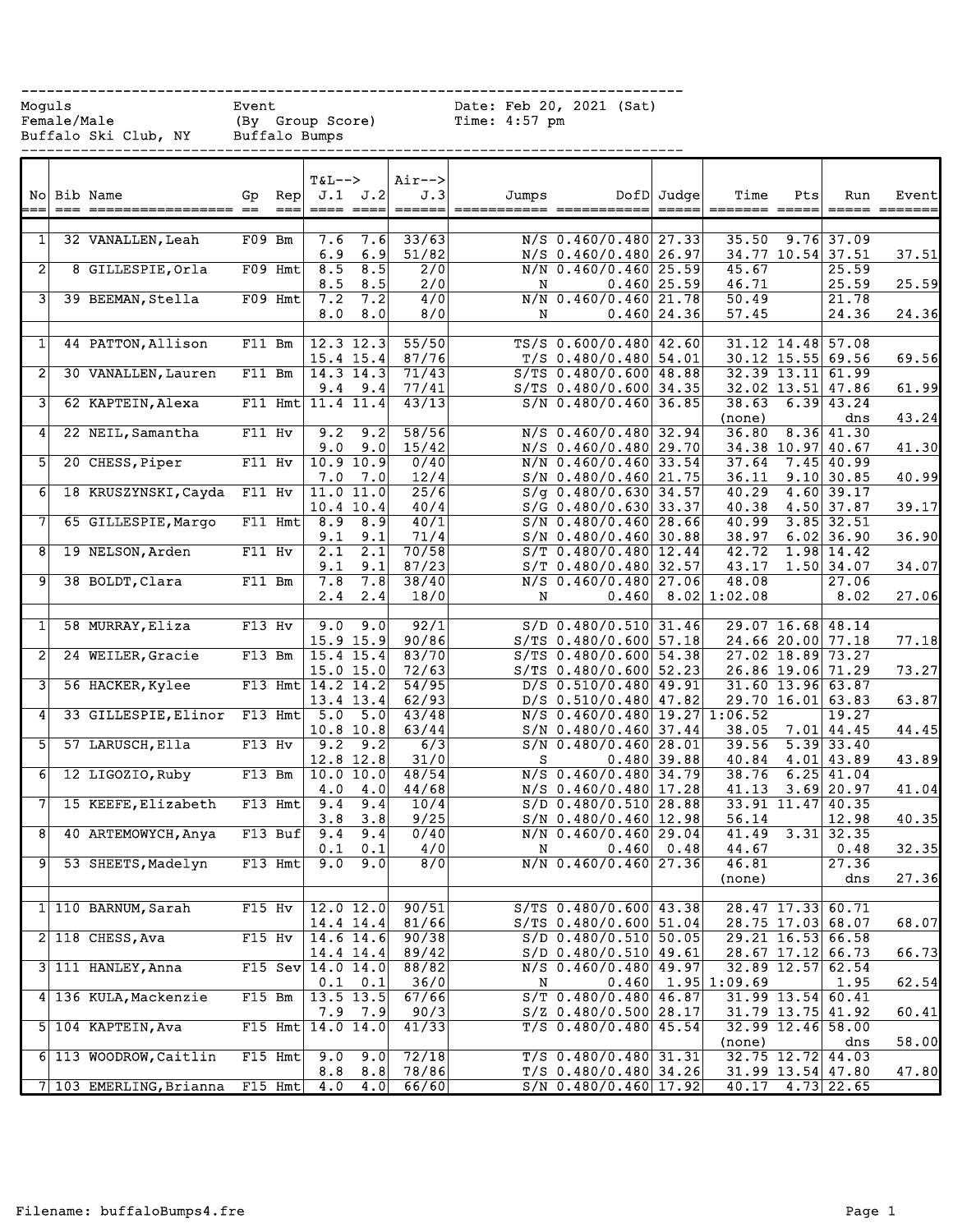Moguls
Female/Male
Buffalo Ski Club, NY

Event
(By Group Score)
Buffalo Bumps

Date: Feb 20, 2021 (Sat)
Time: 4:57 pm

| No | Bib | Name | Gp | Rep | T&L--> J.1 | J.2 | Air--> J.3 | Jumps | DofD | Judge | Time | Pts | Run | Event |
|---|---|---|---|---|---|---|---|---|---|---|---|---|---|---|
| 1 | 32 | VANALLEN, Leah | F09 | Bm | 7.6 | 7.6 | 33/63 | N/S | 0.460/0.480 | 27.33 | 35.50 | 9.76 | 37.09 | |
| | | | | | 6.9 | 6.9 | 51/82 | N/S | 0.460/0.480 | 26.97 | 34.77 | 10.54 | 37.51 | 37.51 |
| 2 | 8 | GILLESPIE, Orla | F09 | Hmt | 8.5 | 8.5 | 2/0 | N/N | 0.460/0.460 | 25.59 | 45.67 | | 25.59 | |
| | | | | | 8.5 | 8.5 | 2/0 | N | 0.460 | 25.59 | 46.71 | | 25.59 | 25.59 |
| 3 | 39 | BEEMAN, Stella | F09 | Hmt | 7.2 | 7.2 | 4/0 | N/N | 0.460/0.460 | 21.78 | 50.49 | | 21.78 | |
| | | | | | 8.0 | 8.0 | 8/0 | N | 0.460 | 24.36 | 57.45 | | 24.36 | 24.36 |
| 1 | 44 | PATTON, Allison | F11 | Bm | 12.3 | 12.3 | 55/50 | TS/S | 0.600/0.480 | 42.60 | 31.12 | 14.48 | 57.08 | |
| | | | | | 15.4 | 15.4 | 87/76 | T/S | 0.480/0.480 | 54.01 | 30.12 | 15.55 | 69.56 | 69.56 |
| 2 | 30 | VANALLEN, Lauren | F11 | Bm | 14.3 | 14.3 | 71/43 | S/TS | 0.480/0.600 | 48.88 | 32.39 | 13.11 | 61.99 | |
| | | | | | 9.4 | 9.4 | 77/41 | S/TS | 0.480/0.600 | 34.35 | 32.02 | 13.51 | 47.86 | 61.99 |
| 3 | 62 | KAPTEIN, Alexa | F11 | Hmt | 11.4 | 11.4 | 43/13 | S/N | 0.480/0.460 | 36.85 | 38.63 | 6.39 | 43.24 | |
| | | | | | | | | | | | (none) | | dns | 43.24 |
| 4 | 22 | NEIL, Samantha | F11 | Hv | 9.2 | 9.2 | 58/56 | N/S | 0.460/0.480 | 32.94 | 36.80 | 8.36 | 41.30 | |
| | | | | | 9.0 | 9.0 | 15/42 | N/S | 0.460/0.480 | 29.70 | 34.38 | 10.97 | 40.67 | 41.30 |
| 5 | 20 | CHESS, Piper | F11 | Hv | 10.9 | 10.9 | 0/40 | N/N | 0.460/0.460 | 33.54 | 37.64 | 7.45 | 40.99 | |
| | | | | | 7.0 | 7.0 | 12/4 | S/N | 0.480/0.460 | 21.75 | 36.11 | 9.10 | 30.85 | 40.99 |
| 6 | 18 | KRUSZYNSKI, Cayda | F11 | Hv | 11.0 | 11.0 | 25/6 | S/g | 0.480/0.630 | 34.57 | 40.29 | 4.60 | 39.17 | |
| | | | | | 10.4 | 10.4 | 40/4 | S/G | 0.480/0.630 | 33.37 | 40.38 | 4.50 | 37.87 | 39.17 |
| 7 | 65 | GILLESPIE, Margo | F11 | Hmt | 8.9 | 8.9 | 40/1 | S/N | 0.480/0.460 | 28.66 | 40.99 | 3.85 | 32.51 | |
| | | | | | 9.1 | 9.1 | 71/4 | S/N | 0.480/0.460 | 30.88 | 38.97 | 6.02 | 36.90 | 36.90 |
| 8 | 19 | NELSON, Arden | F11 | Hv | 2.1 | 2.1 | 70/58 | S/T | 0.480/0.480 | 12.44 | 42.72 | 1.98 | 14.42 | |
| | | | | | 9.1 | 9.1 | 87/23 | S/T | 0.480/0.480 | 32.57 | 43.17 | 1.50 | 34.07 | 34.07 |
| 9 | 38 | BOLDT, Clara | F11 | Bm | 7.8 | 7.8 | 38/40 | N/S | 0.460/0.480 | 27.06 | 48.08 | | 27.06 | |
| | | | | | 2.4 | 2.4 | 18/0 | N | 0.460 | 8.02 | 1:02.08 | | 8.02 | 27.06 |
| 1 | 58 | MURRAY, Eliza | F13 | Hv | 9.0 | 9.0 | 92/1 | S/D | 0.480/0.510 | 31.46 | 29.07 | 16.68 | 48.14 | |
| | | | | | 15.9 | 15.9 | 90/86 | S/TS | 0.480/0.600 | 57.18 | 24.66 | 20.00 | 77.18 | 77.18 |
| 2 | 24 | WEILER, Gracie | F13 | Bm | 15.4 | 15.4 | 83/70 | S/TS | 0.480/0.600 | 54.38 | 27.02 | 18.89 | 73.27 | |
| | | | | | 15.0 | 15.0 | 72/63 | S/TS | 0.480/0.600 | 52.23 | 26.86 | 19.06 | 71.29 | 73.27 |
| 3 | 56 | HACKER, Kylee | F13 | Hmt | 14.2 | 14.2 | 54/95 | D/S | 0.510/0.480 | 49.91 | 31.60 | 13.96 | 63.87 | |
| | | | | | 13.4 | 13.4 | 62/93 | D/S | 0.510/0.480 | 47.82 | 29.70 | 16.01 | 63.83 | 63.87 |
| 4 | 33 | GILLESPIE, Elinor | F13 | Hmt | 5.0 | 5.0 | 43/48 | N/S | 0.460/0.480 | 19.27 | 1:06.52 | | 19.27 | |
| | | | | | 10.8 | 10.8 | 63/44 | S/N | 0.480/0.460 | 37.44 | 38.05 | 7.01 | 44.45 | 44.45 |
| 5 | 57 | LARUSCH, Ella | F13 | Hv | 9.2 | 9.2 | 6/3 | S/N | 0.480/0.460 | 28.01 | 39.56 | 5.39 | 33.40 | |
| | | | | | 12.8 | 12.8 | 31/0 | S | 0.480 | 39.88 | 40.84 | 4.01 | 43.89 | 43.89 |
| 6 | 12 | LIGOZIO, Ruby | F13 | Bm | 10.0 | 10.0 | 48/54 | N/S | 0.460/0.480 | 34.79 | 38.76 | 6.25 | 41.04 | |
| | | | | | 4.0 | 4.0 | 44/68 | N/S | 0.460/0.480 | 17.28 | 41.13 | 3.69 | 20.97 | 41.04 |
| 7 | 15 | KEEFE, Elizabeth | F13 | Hmt | 9.4 | 9.4 | 10/4 | S/D | 0.480/0.510 | 28.88 | 33.91 | 11.47 | 40.35 | |
| | | | | | 3.8 | 3.8 | 9/25 | S/N | 0.480/0.460 | 12.98 | 56.14 | | 12.98 | 40.35 |
| 8 | 40 | ARTEMOWYCH, Anya | F13 | Buf | 9.4 | 9.4 | 0/40 | N/N | 0.460/0.460 | 29.04 | 41.49 | 3.31 | 32.35 | |
| | | | | | 0.1 | 0.1 | 4/0 | N | 0.460 | 0.48 | 44.67 | | 0.48 | 32.35 |
| 9 | 53 | SHEETS, Madelyn | F13 | Hmt | 9.0 | 9.0 | 8/0 | N/N | 0.460/0.460 | 27.36 | 46.81 | | 27.36 | |
| | | | | | | | | | | | (none) | | dns | 27.36 |
| 1 | 110 | BARNUM, Sarah | F15 | Hv | 12.0 | 12.0 | 90/51 | S/TS | 0.480/0.600 | 43.38 | 28.47 | 17.33 | 60.71 | |
| | | | | | 14.4 | 14.4 | 81/66 | S/TS | 0.480/0.600 | 51.04 | 28.75 | 17.03 | 68.07 | 68.07 |
| 2 | 118 | CHESS, Ava | F15 | Hv | 14.6 | 14.6 | 90/38 | S/D | 0.480/0.510 | 50.05 | 29.21 | 16.53 | 66.58 | |
| | | | | | 14.4 | 14.4 | 89/42 | S/D | 0.480/0.510 | 49.61 | 28.67 | 17.12 | 66.73 | 66.73 |
| 3 | 111 | HANLEY, Anna | F15 | Sev | 14.0 | 14.0 | 88/82 | N/S | 0.460/0.480 | 49.97 | 32.89 | 12.57 | 62.54 | |
| | | | | | 0.1 | 0.1 | 36/0 | N | 0.460 | 1.95 | 1:09.69 | | 1.95 | 62.54 |
| 4 | 136 | KULA, Mackenzie | F15 | Bm | 13.5 | 13.5 | 67/66 | S/T | 0.480/0.480 | 46.87 | 31.99 | 13.54 | 60.41 | |
| | | | | | 7.9 | 7.9 | 90/3 | S/Z | 0.480/0.500 | 28.17 | 31.79 | 13.75 | 41.92 | 60.41 |
| 5 | 104 | KAPTEIN, Ava | F15 | Hmt | 14.0 | 14.0 | 41/33 | T/S | 0.480/0.480 | 45.54 | 32.99 | 12.46 | 58.00 | |
| | | | | | | | | | | | (none) | | dns | 58.00 |
| 6 | 113 | WOODROW, Caitlin | F15 | Hmt | 9.0 | 9.0 | 72/18 | T/S | 0.480/0.480 | 31.31 | 32.75 | 12.72 | 44.03 | |
| | | | | | 8.8 | 8.8 | 78/86 | T/S | 0.480/0.480 | 34.26 | 31.99 | 13.54 | 47.80 | 47.80 |
| 7 | 103 | EMERLING, Brianna | F15 | Hmt | 4.0 | 4.0 | 66/60 | S/N | 0.480/0.460 | 17.92 | 40.17 | 4.73 | 22.65 | |

Filename: buffaloBumps4.fre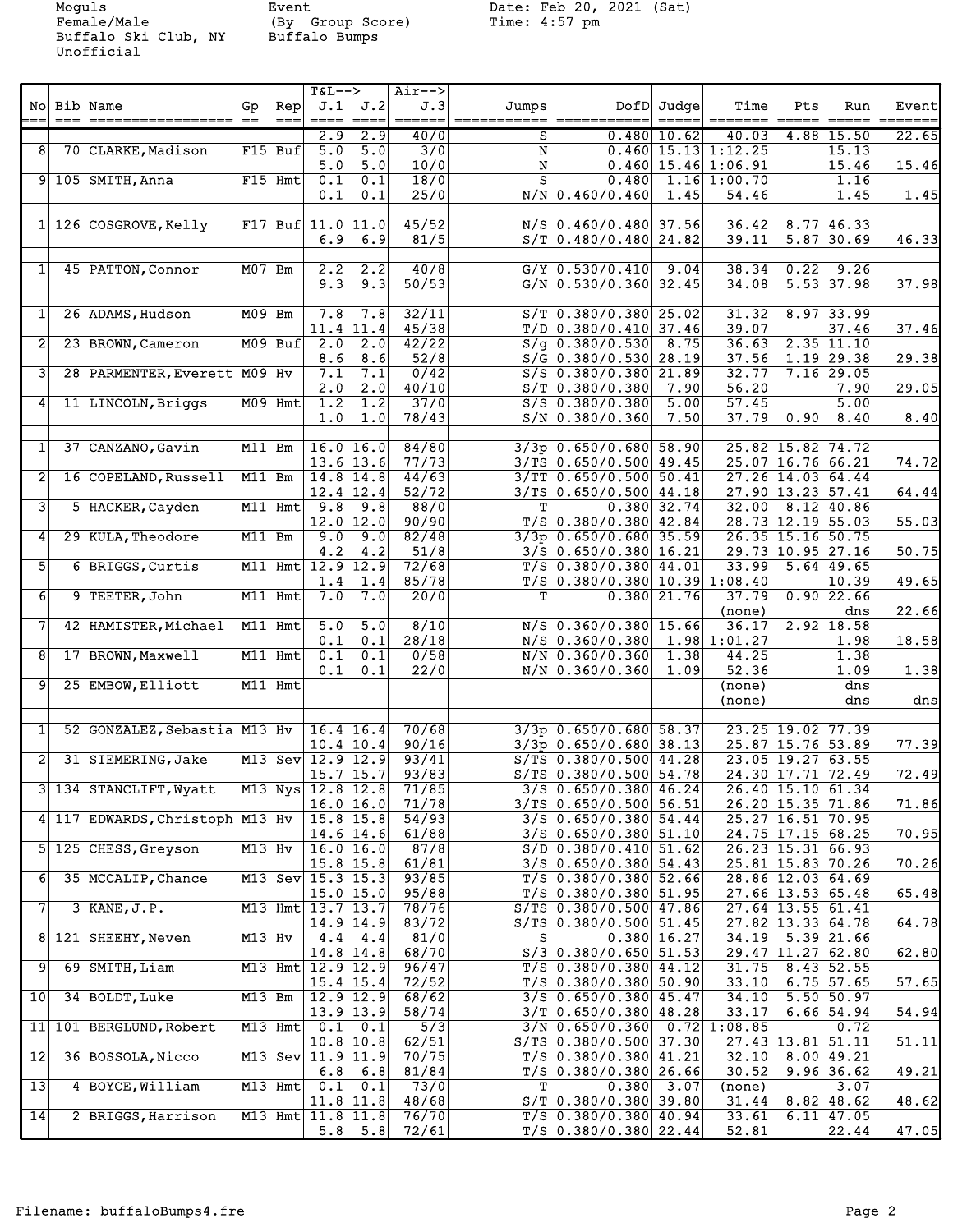Moguls
Female/Male
Buffalo Ski Club, NY
Unofficial

Event
(By Group Score)
Buffalo Bumps

Date: Feb 20, 2021 (Sat)
Time: 4:57 pm

| No | Bib | Name | Gp | Rep | T&L--> J.1 | J.2 | Air--> J.3 | Jumps | DofD | Judge | Time | Pts | Run | Event |
|---|---|---|---|---|---|---|---|---|---|---|---|---|---|---|
| | | | | | 2.9 | 2.9 | 40/0 | S | 0.480 | 10.62 | 40.03 | 4.88 | 15.50 | 22.65 |
| 8 | 70 | CLARKE,Madison | F15 | Buf | 5.0 | 5.0 | 3/0 | N | 0.460 | 15.13 | 1:12.25 | | 15.13 | |
| | | | | | 5.0 | 5.0 | 10/0 | N | 0.460 | 15.46 | 1:06.91 | | 15.46 | 15.46 |
| 9 | 105 | SMITH,Anna | F15 | Hmt | 0.1 | 0.1 | 18/0 | S | 0.480 | 1.16 | 1:00.70 | | 1.16 | |
| | | | | | 0.1 | 0.1 | 25/0 | N/N | 0.460/0.460 | 1.45 | 54.46 | | 1.45 | 1.45 |
| | | | | | | | | | | | | | | |
| 1 | 126 | COSGROVE,Kelly | F17 | Buf | 11.0 | 11.0 | 45/52 | N/S | 0.460/0.480 | 37.56 | 36.42 | 8.77 | 46.33 | |
| | | | | | 6.9 | 6.9 | 81/5 | S/T | 0.480/0.480 | 24.82 | 39.11 | 5.87 | 30.69 | 46.33 |
| | | | | | | | | | | | | | | |
| 1 | 45 | PATTON,Connor | M07 | Bm | 2.2 | 2.2 | 40/8 | G/Y | 0.530/0.410 | 9.04 | 38.34 | 0.22 | 9.26 | |
| | | | | | 9.3 | 9.3 | 50/53 | G/N | 0.530/0.360 | 32.45 | 34.08 | 5.53 | 37.98 | 37.98 |
| | | | | | | | | | | | | | | |
| 1 | 26 | ADAMS,Hudson | M09 | Bm | 7.8 | 7.8 | 32/11 | S/T | 0.380/0.380 | 25.02 | 31.32 | 8.97 | 33.99 | |
| | | | | | 11.4 | 11.4 | 45/38 | T/D | 0.380/0.410 | 37.46 | 39.07 | | 37.46 | 37.46 |
| 2 | 23 | BROWN,Cameron | M09 | Buf | 2.0 | 2.0 | 42/22 | S/g | 0.380/0.530 | 8.75 | 36.63 | 2.35 | 11.10 | |
| | | | | | 8.6 | 8.6 | 52/8 | S/G | 0.380/0.530 | 28.19 | 37.56 | 1.19 | 29.38 | 29.38 |
| 3 | 28 | PARMENTER,Everett | M09 | Hv | 7.1 | 7.1 | 0/42 | S/S | 0.380/0.380 | 21.89 | 32.77 | 7.16 | 29.05 | |
| | | | | | 2.0 | 2.0 | 40/10 | S/T | 0.380/0.380 | 7.90 | 56.20 | | 7.90 | 29.05 |
| 4 | 11 | LINCOLN,Briggs | M09 | Hmt | 1.2 | 1.2 | 37/0 | S/S | 0.380/0.380 | 5.00 | 57.45 | | 5.00 | |
| | | | | | 1.0 | 1.0 | 78/43 | S/N | 0.380/0.360 | 7.50 | 37.79 | 0.90 | 8.40 | 8.40 |
| | | | | | | | | | | | | | | |
| 1 | 37 | CANZANO,Gavin | M11 | Bm | 16.0 | 16.0 | 84/80 | 3/3p | 0.650/0.680 | 58.90 | 25.82 | 15.82 | 74.72 | |
| | | | | | 13.6 | 13.6 | 77/73 | 3/TS | 0.650/0.500 | 49.45 | 25.07 | 16.76 | 66.21 | 74.72 |
| 2 | 16 | COPELAND,Russell | M11 | Bm | 14.8 | 14.8 | 44/63 | 3/TT | 0.650/0.500 | 50.41 | 27.26 | 14.03 | 64.44 | |
| | | | | | 12.4 | 12.4 | 52/72 | 3/TS | 0.650/0.500 | 44.18 | 27.90 | 13.23 | 57.41 | 64.44 |
| 3 | 5 | HACKER,Cayden | M11 | Hmt | 9.8 | 9.8 | 88/0 | T | 0.380 | 32.74 | 32.00 | 8.12 | 40.86 | |
| | | | | | 12.0 | 12.0 | 90/90 | T/S | 0.380/0.380 | 42.84 | 28.73 | 12.19 | 55.03 | 55.03 |
| 4 | 29 | KULA,Theodore | M11 | Bm | 9.0 | 9.0 | 82/48 | 3/3p | 0.650/0.680 | 35.59 | 26.35 | 15.16 | 50.75 | |
| | | | | | 4.2 | 4.2 | 51/8 | 3/S | 0.650/0.380 | 16.21 | 29.73 | 10.95 | 27.16 | 50.75 |
| 5 | 6 | BRIGGS,Curtis | M11 | Hmt | 12.9 | 12.9 | 72/68 | T/S | 0.380/0.380 | 44.01 | 33.99 | 5.64 | 49.65 | |
| | | | | | 1.4 | 1.4 | 85/78 | T/S | 0.380/0.380 | 10.39 | 1:08.40 | | 10.39 | 49.65 |
| 6 | 9 | TEETER,John | M11 | Hmt | 7.0 | 7.0 | 20/0 | T | 0.380 | 21.76 | 37.79 | 0.90 | 22.66 | |
| | | | | | | | | | | | (none) | | dns | 22.66 |
| 7 | 42 | HAMISTER,Michael | M11 | Hmt | 5.0 | 5.0 | 8/10 | N/S | 0.360/0.380 | 15.66 | 36.17 | 2.92 | 18.58 | |
| | | | | | 0.1 | 0.1 | 28/18 | N/S | 0.360/0.380 | 1.98 | 1:01.27 | | 1.98 | 18.58 |
| 8 | 17 | BROWN,Maxwell | M11 | Hmt | 0.1 | 0.1 | 0/58 | N/N | 0.360/0.360 | 1.38 | 44.25 | | 1.38 | |
| | | | | | 0.1 | 0.1 | 22/0 | N/N | 0.360/0.360 | 1.09 | 52.36 | | 1.09 | 1.38 |
| 9 | 25 | EMBOW,Elliott | M11 | Hmt | | | | | | | (none) | | dns | |
| | | | | | | | | | | | (none) | | dns | dns |
| | | | | | | | | | | | | | | |
| 1 | 52 | GONZALEZ,Sebastia | M13 | Hv | 16.4 | 16.4 | 70/68 | 3/3p | 0.650/0.680 | 58.37 | 23.25 | 19.02 | 77.39 | |
| | | | | | 10.4 | 10.4 | 90/16 | 3/3p | 0.650/0.680 | 38.13 | 25.87 | 15.76 | 53.89 | 77.39 |
| 2 | 31 | SIEMERING,Jake | M13 | Sev | 12.9 | 12.9 | 93/41 | S/TS | 0.380/0.500 | 44.28 | 23.05 | 19.27 | 63.55 | |
| | | | | | 15.7 | 15.7 | 93/83 | S/TS | 0.380/0.500 | 54.78 | 24.30 | 17.71 | 72.49 | 72.49 |
| 3 | 134 | STANCLIFT,Wyatt | M13 | Nys | 12.8 | 12.8 | 71/85 | 3/S | 0.650/0.380 | 46.24 | 26.40 | 15.10 | 61.34 | |
| | | | | | 16.0 | 16.0 | 71/78 | 3/TS | 0.650/0.500 | 56.51 | 26.20 | 15.35 | 71.86 | 71.86 |
| 4 | 117 | EDWARDS,Christoph | M13 | Hv | 15.8 | 15.8 | 54/93 | 3/S | 0.650/0.380 | 54.44 | 25.27 | 16.51 | 70.95 | |
| | | | | | 14.6 | 14.6 | 61/88 | 3/S | 0.650/0.380 | 51.10 | 24.75 | 17.15 | 68.25 | 70.95 |
| 5 | 125 | CHESS,Greyson | M13 | Hv | 16.0 | 16.0 | 87/8 | S/D | 0.380/0.410 | 51.62 | 26.23 | 15.31 | 66.93 | |
| | | | | | 15.8 | 15.8 | 61/81 | 3/S | 0.650/0.380 | 54.43 | 25.81 | 15.83 | 70.26 | 70.26 |
| 6 | 35 | MCCALIP,Chance | M13 | Sev | 15.3 | 15.3 | 93/85 | T/S | 0.380/0.380 | 52.66 | 28.86 | 12.03 | 64.69 | |
| | | | | | 15.0 | 15.0 | 95/88 | T/S | 0.380/0.380 | 51.95 | 27.66 | 13.53 | 65.48 | 65.48 |
| 7 | 3 | KANE,J.P. | M13 | Hmt | 13.7 | 13.7 | 78/76 | S/TS | 0.380/0.500 | 47.86 | 27.64 | 13.55 | 61.41 | |
| | | | | | 14.9 | 14.9 | 83/72 | S/TS | 0.380/0.500 | 51.45 | 27.82 | 13.33 | 64.78 | 64.78 |
| 8 | 121 | SHEEHY,Neven | M13 | Hv | 4.4 | 4.4 | 81/0 | S | 0.380 | 16.27 | 34.19 | 5.39 | 21.66 | |
| | | | | | 14.8 | 14.8 | 68/70 | S/3 | 0.380/0.650 | 51.53 | 29.47 | 11.27 | 62.80 | 62.80 |
| 9 | 69 | SMITH,Liam | M13 | Hmt | 12.9 | 12.9 | 96/47 | T/S | 0.380/0.380 | 44.12 | 31.75 | 8.43 | 52.55 | |
| | | | | | 15.4 | 15.4 | 72/52 | T/S | 0.380/0.380 | 50.90 | 33.10 | 6.75 | 57.65 | 57.65 |
| 10 | 34 | BOLDT,Luke | M13 | Bm | 12.9 | 12.9 | 68/62 | 3/S | 0.650/0.380 | 45.47 | 34.10 | 5.50 | 50.97 | |
| | | | | | 13.9 | 13.9 | 58/74 | 3/T | 0.650/0.380 | 48.28 | 33.17 | 6.66 | 54.94 | 54.94 |
| 11 | 101 | BERGLUND,Robert | M13 | Hmt | 0.1 | 0.1 | 5/3 | 3/N | 0.650/0.360 | 0.72 | 1:08.85 | | 0.72 | |
| | | | | | 10.8 | 10.8 | 62/51 | S/TS | 0.380/0.500 | 37.30 | 27.43 | 13.81 | 51.11 | 51.11 |
| 12 | 36 | BOSSOLA,Nicco | M13 | Sev | 11.9 | 11.9 | 70/75 | T/S | 0.380/0.380 | 41.21 | 32.10 | 8.00 | 49.21 | |
| | | | | | 6.8 | 6.8 | 81/84 | T/S | 0.380/0.380 | 26.66 | 30.52 | 9.96 | 36.62 | 49.21 |
| 13 | 4 | BOYCE,William | M13 | Hmt | 0.1 | 0.1 | 73/0 | T | 0.380 | 3.07 | (none) | | 3.07 | |
| | | | | | 11.8 | 11.8 | 48/68 | S/T | 0.380/0.380 | 39.80 | 31.44 | 8.82 | 48.62 | 48.62 |
| 14 | 2 | BRIGGS,Harrison | M13 | Hmt | 11.8 | 11.8 | 76/70 | T/S | 0.380/0.380 | 40.94 | 33.61 | 6.11 | 47.05 | |
| | | | | | 5.8 | 5.8 | 72/61 | T/S | 0.380/0.380 | 22.44 | 52.81 | | 22.44 | 47.05 |

Filename: buffaloBumps4.fre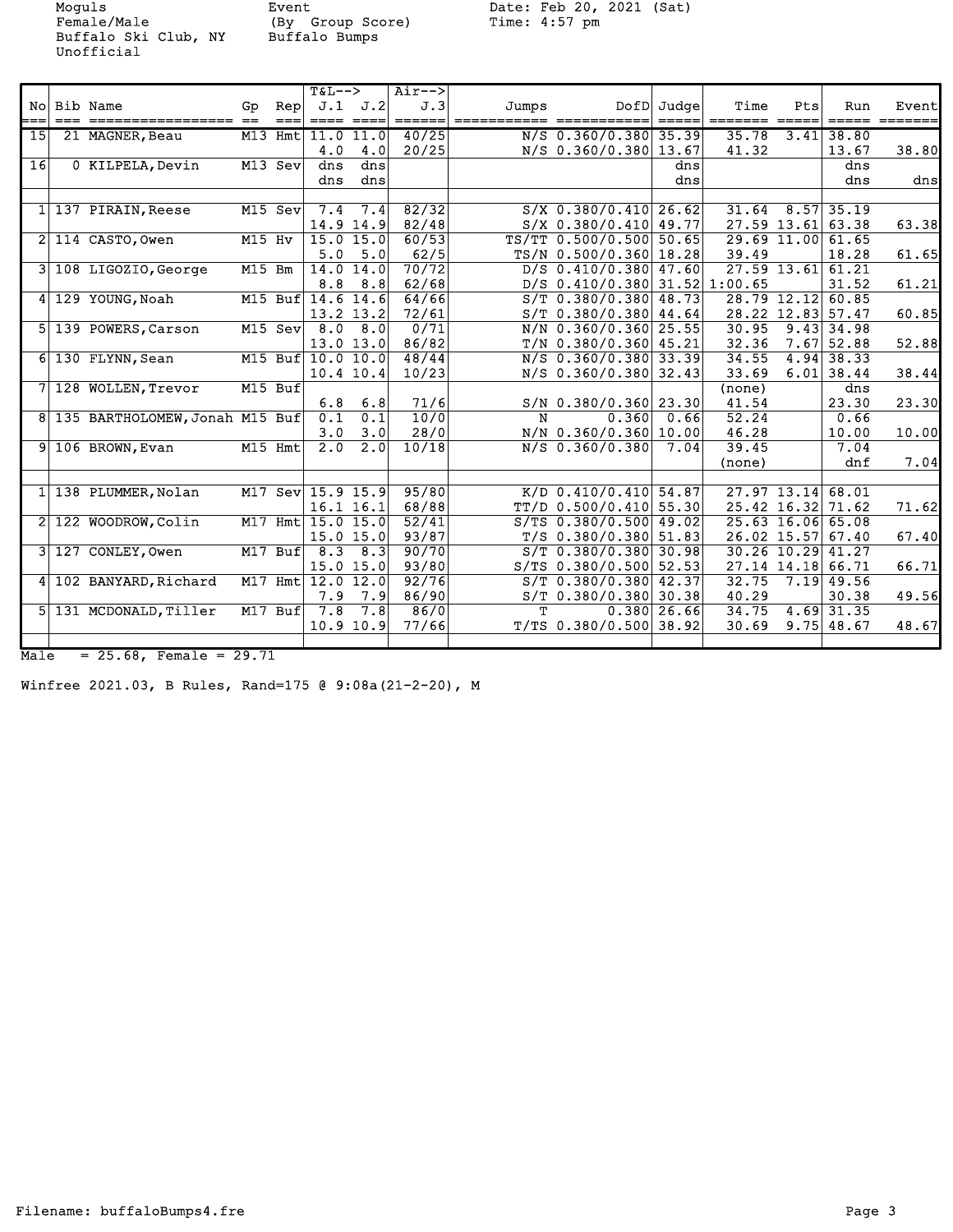Moguls
Female/Male
Buffalo Ski Club, NY
Unofficial

Event
(By Group Score)
Buffalo Bumps

Date: Feb 20, 2021 (Sat)
Time: 4:57 pm

| No | Bib | Name | Gp | Rep | T&L--> J.1 | J.2 | Air--> J.3 | Jumps | DofD | Judge | Time | Pts | Run | Event |
|---|---|---|---|---|---|---|---|---|---|---|---|---|---|---|
| 15 | 21 | MAGNER,Beau | M13 | Hmt | 11.0 | 11.0 | 40/25 | N/S | 0.360/0.380 | 35.39 | 35.78 | 3.41 | 38.80 | |
| | | | | | 4.0 | 4.0 | 20/25 | N/S | 0.360/0.380 | 13.67 | 41.32 | | 13.67 | 38.80 |
| 16 | 0 | KILPELA,Devin | M13 | Sev | dns | dns | | | | dns | | | dns | |
| | | | | | dns | dns | | | | dns | | | dns | dns |
| | | | | | | | | | | | | | | |
| 1 | 137 | PIRAIN,Reese | M15 | Sev | 7.4 | 7.4 | 82/32 | S/X | 0.380/0.410 | 26.62 | 31.64 | 8.57 | 35.19 | |
| | | | | | 14.9 | 14.9 | 82/48 | S/X | 0.380/0.410 | 49.77 | 27.59 | 13.61 | 63.38 | 63.38 |
| 2 | 114 | CASTO,Owen | M15 | Hv | 15.0 | 15.0 | 60/53 | TS/TT | 0.500/0.500 | 50.65 | 29.69 | 11.00 | 61.65 | |
| | | | | | 5.0 | 5.0 | 62/5 | TS/N | 0.500/0.360 | 18.28 | 39.49 | | 18.28 | 61.65 |
| 3 | 108 | LIGOZIO,George | M15 | Bm | 14.0 | 14.0 | 70/72 | D/S | 0.410/0.380 | 47.60 | 27.59 | 13.61 | 61.21 | |
| | | | | | 8.8 | 8.8 | 62/68 | D/S | 0.410/0.380 | 31.52 | 1:00.65 | | 31.52 | 61.21 |
| 4 | 129 | YOUNG,Noah | M15 | Buf | 14.6 | 14.6 | 64/66 | S/T | 0.380/0.380 | 48.73 | 28.79 | 12.12 | 60.85 | |
| | | | | | 13.2 | 13.2 | 72/61 | S/T | 0.380/0.380 | 44.64 | 28.22 | 12.83 | 57.47 | 60.85 |
| 5 | 139 | POWERS,Carson | M15 | Sev | 8.0 | 8.0 | 0/71 | N/N | 0.360/0.360 | 25.55 | 30.95 | 9.43 | 34.98 | |
| | | | | | 13.0 | 13.0 | 86/82 | T/N | 0.380/0.360 | 45.21 | 32.36 | 7.67 | 52.88 | 52.88 |
| 6 | 130 | FLYNN,Sean | M15 | Buf | 10.0 | 10.0 | 48/44 | N/S | 0.360/0.380 | 33.39 | 34.55 | 4.94 | 38.33 | |
| | | | | | 10.4 | 10.4 | 10/23 | N/S | 0.360/0.380 | 32.43 | 33.69 | 6.01 | 38.44 | 38.44 |
| 7 | 128 | WOLLEN,Trevor | M15 | Buf | | | | | | | (none) | | dns | |
| | | | | | 6.8 | 6.8 | 71/6 | S/N | 0.380/0.360 | 23.30 | 41.54 | | 23.30 | 23.30 |
| 8 | 135 | BARTHOLOMEW,Jonah | M15 | Buf | 0.1 | 0.1 | 10/0 | N | 0.360 | 0.66 | 52.24 | | 0.66 | |
| | | | | | 3.0 | 3.0 | 28/0 | N/N | 0.360/0.360 | 10.00 | 46.28 | | 10.00 | 10.00 |
| 9 | 106 | BROWN,Evan | M15 | Hmt | 2.0 | 2.0 | 10/18 | N/S | 0.360/0.380 | 7.04 | 39.45 | | 7.04 | |
| | | | | | | | | | | | (none) | | dnf | 7.04 |
| | | | | | | | | | | | | | | |
| 1 | 138 | PLUMMER,Nolan | M17 | Sev | 15.9 | 15.9 | 95/80 | K/D | 0.410/0.410 | 54.87 | 27.97 | 13.14 | 68.01 | |
| | | | | | 16.1 | 16.1 | 68/88 | TT/D | 0.500/0.410 | 55.30 | 25.42 | 16.32 | 71.62 | 71.62 |
| 2 | 122 | WOODROW,Colin | M17 | Hmt | 15.0 | 15.0 | 52/41 | S/TS | 0.380/0.500 | 49.02 | 25.63 | 16.06 | 65.08 | |
| | | | | | 15.0 | 15.0 | 93/87 | T/S | 0.380/0.380 | 51.83 | 26.02 | 15.57 | 67.40 | 67.40 |
| 3 | 127 | CONLEY,Owen | M17 | Buf | 8.3 | 8.3 | 90/70 | S/T | 0.380/0.380 | 30.98 | 30.26 | 10.29 | 41.27 | |
| | | | | | 15.0 | 15.0 | 93/80 | S/TS | 0.380/0.500 | 52.53 | 27.14 | 14.18 | 66.71 | 66.71 |
| 4 | 102 | BANYARD,Richard | M17 | Hmt | 12.0 | 12.0 | 92/76 | S/T | 0.380/0.380 | 42.37 | 32.75 | 7.19 | 49.56 | |
| | | | | | 7.9 | 7.9 | 86/90 | S/T | 0.380/0.380 | 30.38 | 40.29 | | 30.38 | 49.56 |
| 5 | 131 | MCDONALD,Tiller | M17 | Buf | 7.8 | 7.8 | 86/0 | T | 0.380 | 26.66 | 34.75 | 4.69 | 31.35 | |
| | | | | | 10.9 | 10.9 | 77/66 | T/TS | 0.380/0.500 | 38.92 | 30.69 | 9.75 | 48.67 | 48.67 |

Male = 25.68, Female = 29.71

Winfree 2021.03, B Rules, Rand=175 @ 9:08a(21-2-20), M

Filename: buffaloBumps4.fre